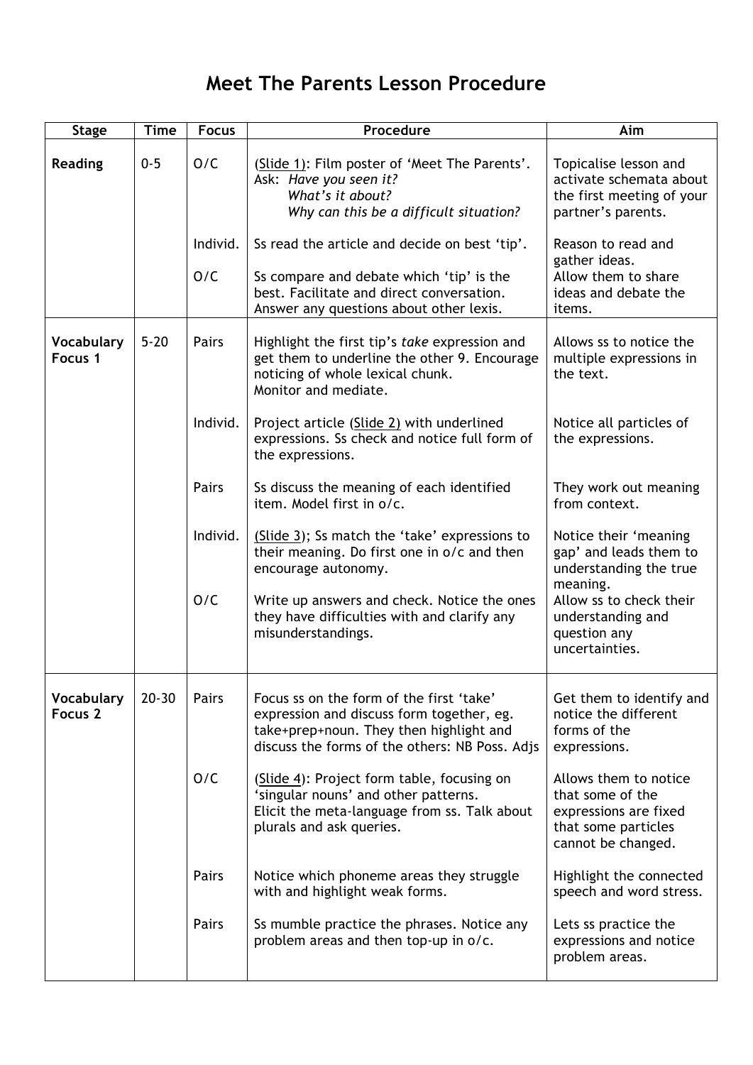# Meet The Parents Lesson Procedure

| Stage | Time | Focus | Procedure | Aim |
|---|---|---|---|---|
| **Reading** | 0-5 | O/C | (Slide 1): Film poster of 'Meet The Parents'. Ask: *Have you seen it?* *What's it about?* *Why can this be a difficult situation?* | Topicalise lesson and activate schemata about the first meeting of your partner's parents. |
| | | Individ. | Ss read the article and decide on best 'tip'. | Reason to read and gather ideas. |
| | | O/C | Ss compare and debate which 'tip' is the best. Facilitate and direct conversation. Answer any questions about other lexis. | Allow them to share ideas and debate the items. |
| **Vocabulary Focus 1** | 5-20 | Pairs | Highlight the first tip's *take* expression and get them to underline the other 9. Encourage noticing of whole lexical chunk. Monitor and mediate. | Allows ss to notice the multiple expressions in the text. |
| | | Individ. | Project article (Slide 2) with underlined expressions. Ss check and notice full form of the expressions. | Notice all particles of the expressions. |
| | | Pairs | Ss discuss the meaning of each identified item. Model first in o/c. | They work out meaning from context. |
| | | Individ. | (Slide 3); Ss match the 'take' expressions to their meaning. Do first one in o/c and then encourage autonomy. | Notice their 'meaning gap' and leads them to understanding the true meaning. |
| | | O/C | Write up answers and check. Notice the ones they have difficulties with and clarify any misunderstandings. | Allow ss to check their understanding and question any uncertainties. |
| **Vocabulary Focus 2** | 20-30 | Pairs | Focus ss on the form of the first 'take' expression and discuss form together, eg. take+prep+noun. They then highlight and discuss the forms of the others: NB Poss. Adjs | Get them to identify and notice the different forms of the expressions. |
| | | O/C | (Slide 4): Project form table, focusing on 'singular nouns' and other patterns. Elicit the meta-language from ss. Talk about plurals and ask queries. | Allows them to notice that some of the expressions are fixed that some particles cannot be changed. |
| | | Pairs | Notice which phoneme areas they struggle with and highlight weak forms. | Highlight the connected speech and word stress. |
| | | Pairs | Ss mumble practice the phrases. Notice any problem areas and then top-up in o/c. | Lets ss practice the expressions and notice problem areas. |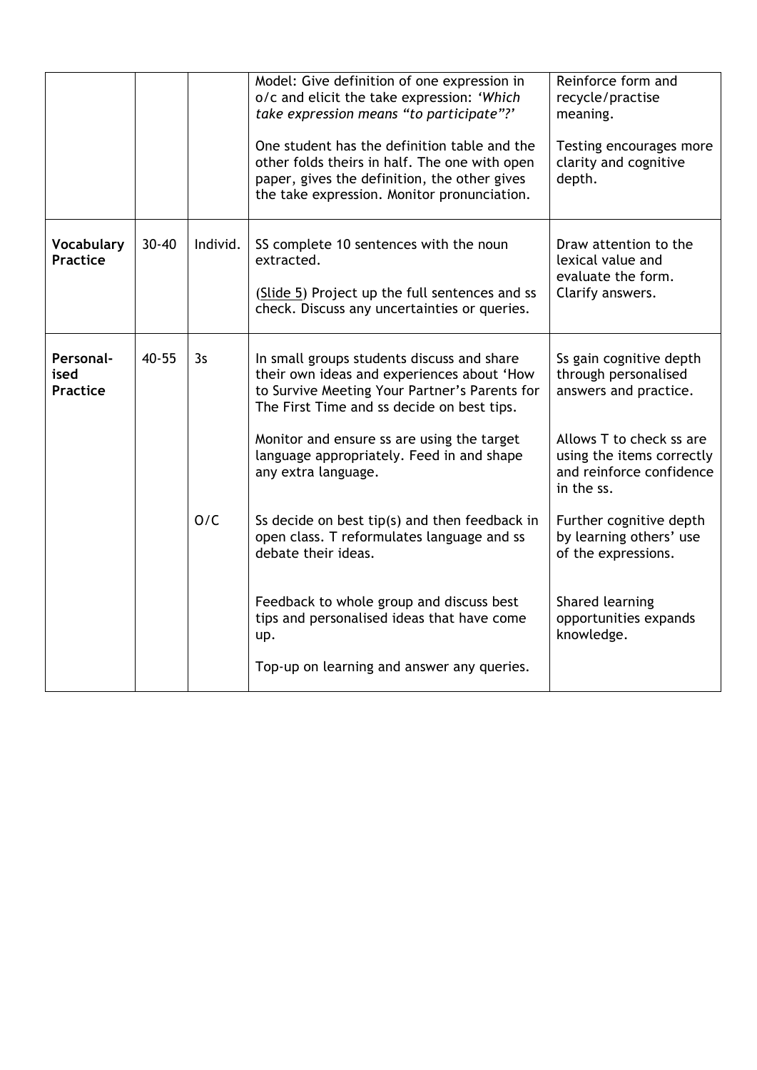| | | | | |
|---|---|---|---|---|
| | | | Model: Give definition of one expression in o/c and elicit the take expression: *'Which take expression means "to participate"?'*<br><br>One student has the definition table and the other folds theirs in half. The one with open paper, gives the definition, the other gives the take expression. Monitor pronunciation. | Reinforce form and recycle/practise meaning.<br><br>Testing encourages more clarity and cognitive depth. |
| **Vocabulary Practice** | 30-40 | Individ. | SS complete 10 sentences with the noun extracted.<br><br>(Slide 5) Project up the full sentences and ss check. Discuss any uncertainties or queries. | Draw attention to the lexical value and evaluate the form. Clarify answers. |
| **Personal-ised Practice** | 40-55 | 3s | In small groups students discuss and share their own ideas and experiences about 'How to Survive Meeting Your Partner's Parents for The First Time and ss decide on best tips.<br><br>Monitor and ensure ss are using the target language appropriately. Feed in and shape any extra language. | Ss gain cognitive depth through personalised answers and practice.<br><br>Allows T to check ss are using the items correctly and reinforce confidence in the ss. |
| | | O/C | Ss decide on best tip(s) and then feedback in open class. T reformulates language and ss debate their ideas.<br><br>Feedback to whole group and discuss best tips and personalised ideas that have come up.<br><br>Top-up on learning and answer any queries. | Further cognitive depth by learning others' use of the expressions.<br><br>Shared learning opportunities expands knowledge. |